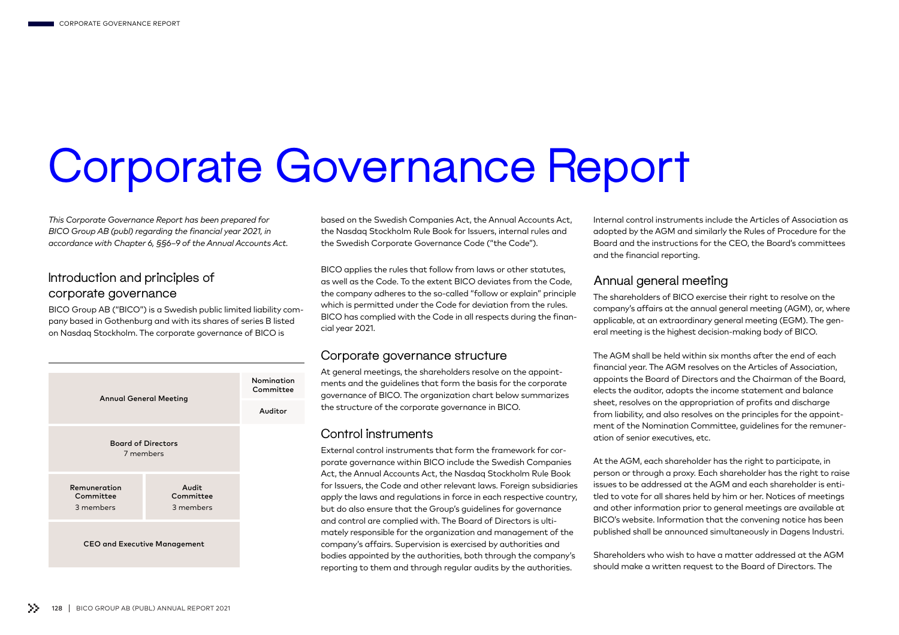# Corporate Governance Report

*This Corporate Governance Report has been prepared for BICO Group AB (publ) regarding the financial year 2021, in accordance with Chapter 6, §§6–9 of the Annual Accounts Act.*

## Introduction and principles of corporate governance

BICO Group AB ("BICO") is a Swedish public limited liability company based in Gothenburg and with its shares of series B listed on Nasdaq Stockholm. The corporate governance of BICO is based on the Swedish Companies Act, the Annual Accounts Act, the Nasdaq Stockholm Rule Book for Issuers, internal rules and the Swedish Corporate Governance Code ("the Code").

| Annual General Meeting | | Nomination Committee / Auditor |
|---|---|---|
| Board of Directors 7 members | | |
| Remuneration Committee 3 members | Audit Committee 3 members | |
| CEO and Executive Management | | |

BICO applies the rules that follow from laws or other statutes, as well as the Code. To the extent BICO deviates from the Code, the company adheres to the so-called "follow or explain" principle which is permitted under the Code for deviation from the rules. BICO has complied with the Code in all respects during the financial year 2021.

## Corporate governance structure

At general meetings, the shareholders resolve on the appointments and the guidelines that form the basis for the corporate governance of BICO. The organization chart below summarizes the structure of the corporate governance in BICO.

## Control instruments

External control instruments that form the framework for corporate governance within BICO include the Swedish Companies Act, the Annual Accounts Act, the Nasdaq Stockholm Rule Book for Issuers, the Code and other relevant laws. Foreign subsidiaries apply the laws and regulations in force in each respective country, but do also ensure that the Group's guidelines for governance and control are complied with. The Board of Directors is ultimately responsible for the organization and management of the company's affairs. Supervision is exercised by authorities and bodies appointed by the authorities, both through the company's reporting to them and through regular audits by the authorities.

Internal control instruments include the Articles of Association as adopted by the AGM and similarly the Rules of Procedure for the Board and the instructions for the CEO, the Board's committees and the financial reporting.

## Annual general meeting

The shareholders of BICO exercise their right to resolve on the company's affairs at the annual general meeting (AGM), or, where applicable, at an extraordinary general meeting (EGM). The general meeting is the highest decision-making body of BICO.

The AGM shall be held within six months after the end of each financial year. The AGM resolves on the Articles of Association, appoints the Board of Directors and the Chairman of the Board, elects the auditor, adopts the income statement and balance sheet, resolves on the appropriation of profits and discharge from liability, and also resolves on the principles for the appointment of the Nomination Committee, guidelines for the remuneration of senior executives, etc.

At the AGM, each shareholder has the right to participate, in person or through a proxy. Each shareholder has the right to raise issues to be addressed at the AGM and each shareholder is entitled to vote for all shares held by him or her. Notices of meetings and other information prior to general meetings are available at BICO's website. Information that the convening notice has been published shall be announced simultaneously in Dagens Industri.

Shareholders who wish to have a matter addressed at the AGM should make a written request to the Board of Directors. The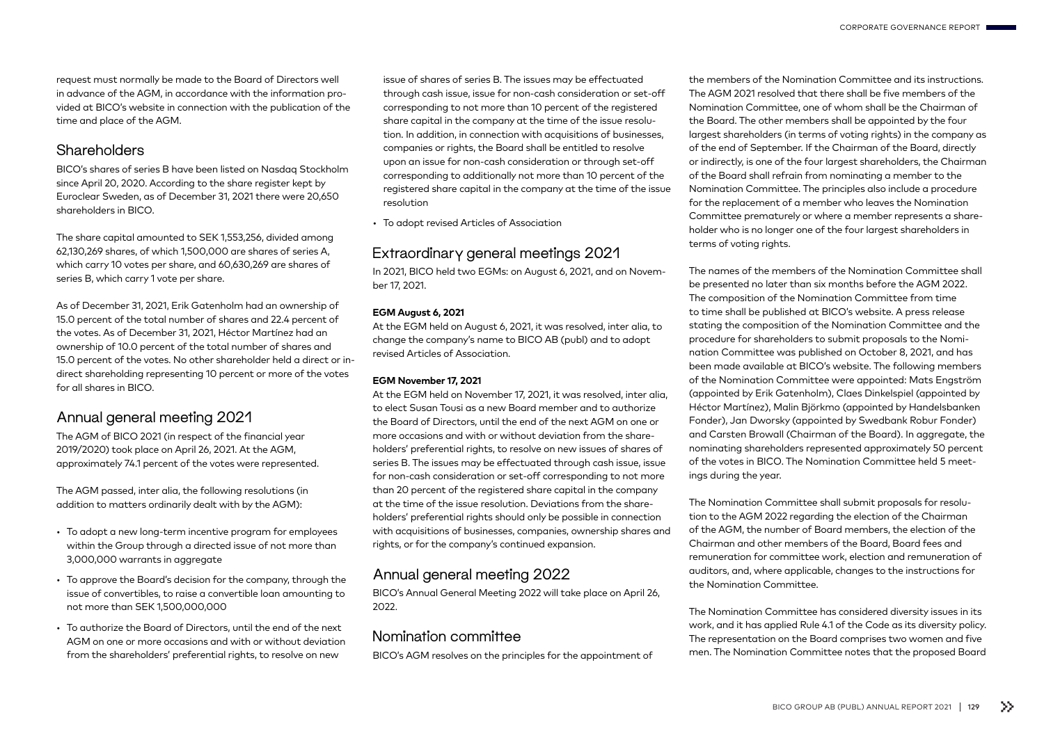request must normally be made to the Board of Directors well in advance of the AGM, in accordance with the information provided at BICO's website in connection with the publication of the time and place of the AGM.

## Shareholders

BICO's shares of series B have been listed on Nasdaq Stockholm since April 20, 2020. According to the share register kept by Euroclear Sweden, as of December 31, 2021 there were 20,650 shareholders in BICO.

The share capital amounted to SEK 1,553,256, divided among 62,130,269 shares, of which 1,500,000 are shares of series A, which carry 10 votes per share, and 60,630,269 are shares of series B, which carry 1 vote per share.

As of December 31, 2021, Erik Gatenholm had an ownership of 15.0 percent of the total number of shares and 22.4 percent of the votes. As of December 31, 2021, Héctor Martínez had an ownership of 10.0 percent of the total number of shares and 15.0 percent of the votes. No other shareholder held a direct or indirect shareholding representing 10 percent or more of the votes for all shares in BICO.

## Annual general meeting 2021

The AGM of BICO 2021 (in respect of the financial year 2019/2020) took place on April 26, 2021. At the AGM, approximately 74.1 percent of the votes were represented.

The AGM passed, inter alia, the following resolutions (in addition to matters ordinarily dealt with by the AGM):

- To adopt a new long-term incentive program for employees within the Group through a directed issue of not more than 3,000,000 warrants in aggregate
- To approve the Board's decision for the company, through the issue of convertibles, to raise a convertible loan amounting to not more than SEK 1,500,000,000
- To authorize the Board of Directors, until the end of the next AGM on one or more occasions and with or without deviation from the shareholders' preferential rights, to resolve on new issue of shares of series B. The issues may be effectuated through cash issue, issue for non-cash consideration or set-off corresponding to not more than 10 percent of the registered share capital in the company at the time of the issue resolution. In addition, in connection with acquisitions of businesses, companies or rights, the Board shall be entitled to resolve upon an issue for non-cash consideration or through set-off corresponding to additionally not more than 10 percent of the registered share capital in the company at the time of the issue resolution
- To adopt revised Articles of Association

## Extraordinary general meetings 2021

In 2021, BICO held two EGMs: on August 6, 2021, and on November 17, 2021.

**EGM August 6, 2021**

At the EGM held on August 6, 2021, it was resolved, inter alia, to change the company's name to BICO AB (publ) and to adopt revised Articles of Association.

**EGM November 17, 2021**

At the EGM held on November 17, 2021, it was resolved, inter alia, to elect Susan Tousi as a new Board member and to authorize the Board of Directors, until the end of the next AGM on one or more occasions and with or without deviation from the shareholders' preferential rights, to resolve on new issues of shares of series B. The issues may be effectuated through cash issue, issue for non-cash consideration or set-off corresponding to not more than 20 percent of the registered share capital in the company at the time of the issue resolution. Deviations from the shareholders' preferential rights should only be possible in connection with acquisitions of businesses, companies, ownership shares and rights, or for the company's continued expansion.

## Annual general meeting 2022

BICO's Annual General Meeting 2022 will take place on April 26, 2022.

## Nomination committee

BICO's AGM resolves on the principles for the appointment of the members of the Nomination Committee and its instructions. The AGM 2021 resolved that there shall be five members of the Nomination Committee, one of whom shall be the Chairman of the Board. The other members shall be appointed by the four largest shareholders (in terms of voting rights) in the company as of the end of September. If the Chairman of the Board, directly or indirectly, is one of the four largest shareholders, the Chairman of the Board shall refrain from nominating a member to the Nomination Committee. The principles also include a procedure for the replacement of a member who leaves the Nomination Committee prematurely or where a member represents a shareholder who is no longer one of the four largest shareholders in terms of voting rights.

The names of the members of the Nomination Committee shall be presented no later than six months before the AGM 2022. The composition of the Nomination Committee from time to time shall be published at BICO's website. A press release stating the composition of the Nomination Committee and the procedure for shareholders to submit proposals to the Nomination Committee was published on October 8, 2021, and has been made available at BICO's website. The following members of the Nomination Committee were appointed: Mats Engström (appointed by Erik Gatenholm), Claes Dinkelspiel (appointed by Héctor Martínez), Malin Björkmo (appointed by Handelsbanken Fonder), Jan Dworsky (appointed by Swedbank Robur Fonder) and Carsten Browall (Chairman of the Board). In aggregate, the nominating shareholders represented approximately 50 percent of the votes in BICO. The Nomination Committee held 5 meetings during the year.

The Nomination Committee shall submit proposals for resolution to the AGM 2022 regarding the election of the Chairman of the AGM, the number of Board members, the election of the Chairman and other members of the Board, Board fees and remuneration for committee work, election and remuneration of auditors, and, where applicable, changes to the instructions for the Nomination Committee.

The Nomination Committee has considered diversity issues in its work, and it has applied Rule 4.1 of the Code as its diversity policy. The representation on the Board comprises two women and five men. The Nomination Committee notes that the proposed Board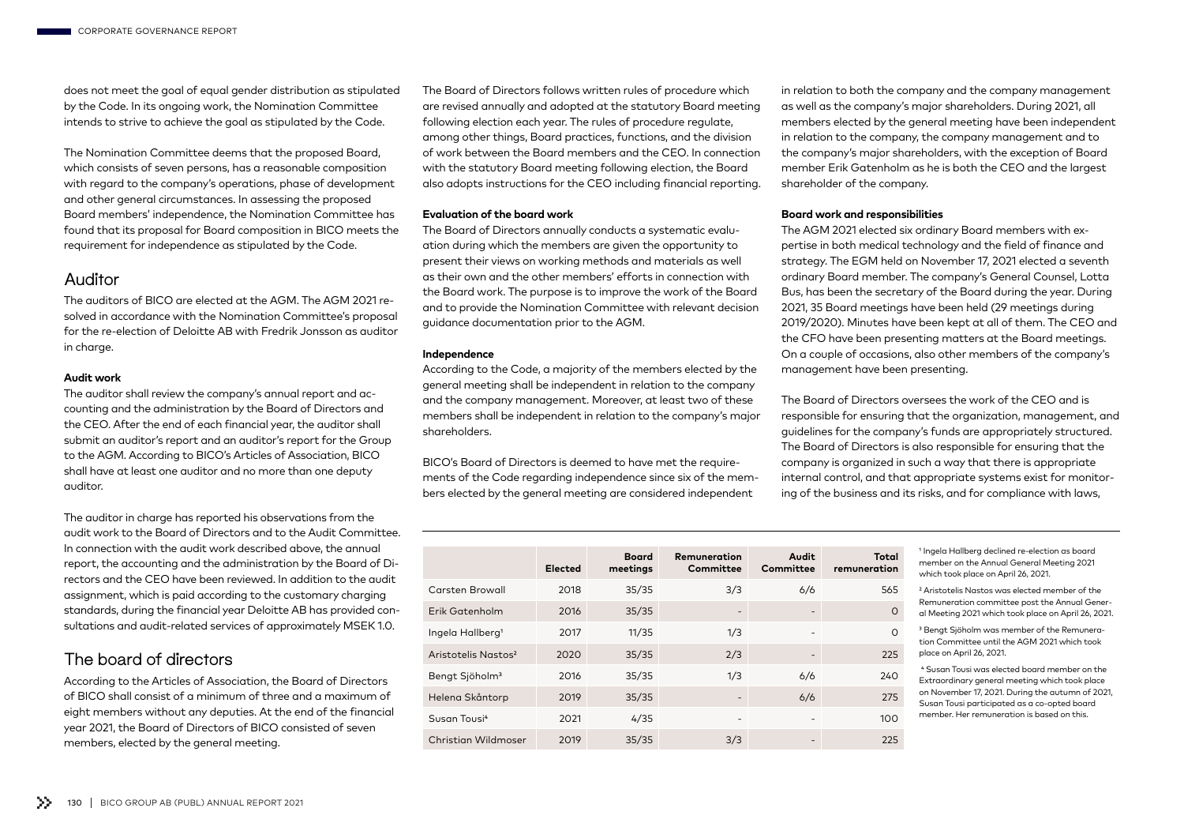does not meet the goal of equal gender distribution as stipulated by the Code. In its ongoing work, the Nomination Committee intends to strive to achieve the goal as stipulated by the Code.

The Nomination Committee deems that the proposed Board, which consists of seven persons, has a reasonable composition with regard to the company's operations, phase of development and other general circumstances. In assessing the proposed Board members' independence, the Nomination Committee has found that its proposal for Board composition in BICO meets the requirement for independence as stipulated by the Code.

## Auditor

The auditors of BICO are elected at the AGM. The AGM 2021 resolved in accordance with the Nomination Committee's proposal for the re-election of Deloitte AB with Fredrik Jonsson as auditor in charge.

**Audit work**

The auditor shall review the company's annual report and accounting and the administration by the Board of Directors and the CEO. After the end of each financial year, the auditor shall submit an auditor's report and an auditor's report for the Group to the AGM. According to BICO's Articles of Association, BICO shall have at least one auditor and no more than one deputy auditor.

The auditor in charge has reported his observations from the audit work to the Board of Directors and to the Audit Committee. In connection with the audit work described above, the annual report, the accounting and the administration by the Board of Directors and the CEO have been reviewed. In addition to the audit assignment, which is paid according to the customary charging standards, during the financial year Deloitte AB has provided consultations and audit-related services of approximately MSEK 1.0.

## The board of directors

According to the Articles of Association, the Board of Directors of BICO shall consist of a minimum of three and a maximum of eight members without any deputies. At the end of the financial year 2021, the Board of Directors of BICO consisted of seven members, elected by the general meeting.

The Board of Directors follows written rules of procedure which are revised annually and adopted at the statutory Board meeting following election each year. The rules of procedure regulate, among other things, Board practices, functions, and the division of work between the Board members and the CEO. In connection with the statutory Board meeting following election, the Board also adopts instructions for the CEO including financial reporting.

**Evaluation of the board work**

The Board of Directors annually conducts a systematic evaluation during which the members are given the opportunity to present their views on working methods and materials as well as their own and the other members' efforts in connection with the Board work. The purpose is to improve the work of the Board and to provide the Nomination Committee with relevant decision guidance documentation prior to the AGM.

**Independence**

According to the Code, a majority of the members elected by the general meeting shall be independent in relation to the company and the company management. Moreover, at least two of these members shall be independent in relation to the company's major shareholders.

BICO's Board of Directors is deemed to have met the requirements of the Code regarding independence since six of the members elected by the general meeting are considered independent in relation to both the company and the company management as well as the company's major shareholders. During 2021, all members elected by the general meeting have been independent in relation to the company, the company management and to the company's major shareholders, with the exception of Board member Erik Gatenholm as he is both the CEO and the largest shareholder of the company.

**Board work and responsibilities**

The AGM 2021 elected six ordinary Board members with expertise in both medical technology and the field of finance and strategy. The EGM held on November 17, 2021 elected a seventh ordinary Board member. The company's General Counsel, Lotta Bus, has been the secretary of the Board during the year. During 2021, 35 Board meetings have been held (29 meetings during 2019/2020). Minutes have been kept at all of them. The CEO and the CFO have been presenting matters at the Board meetings. On a couple of occasions, also other members of the company's management have been presenting.

The Board of Directors oversees the work of the CEO and is responsible for ensuring that the organization, management, and guidelines for the company's funds are appropriately structured. The Board of Directors is also responsible for ensuring that the company is organized in such a way that there is appropriate internal control, and that appropriate systems exist for monitoring of the business and its risks, and for compliance with laws,

| | Elected | Board meetings | Remuneration Committee | Audit Committee | Total remuneration |
|---|---|---|---|---|---|
| Carsten Browall | 2018 | 35/35 | 3/3 | 6/6 | 565 |
| Erik Gatenholm | 2016 | 35/35 | - | - | 0 |
| Ingela Hallberg[1] | 2017 | 11/35 | 1/3 | - | 0 |
| Aristotelis Nastos[2] | 2020 | 35/35 | 2/3 | - | 225 |
| Bengt Sjöholm[3] | 2016 | 35/35 | 1/3 | 6/6 | 240 |
| Helena Skåntorp | 2019 | 35/35 | - | 6/6 | 275 |
| Susan Tousi[4] | 2021 | 4/35 | - | - | 100 |
| Christian Wildmoser | 2019 | 35/35 | 3/3 | - | 225 |

[1] Ingela Hallberg declined re-election as board member on the Annual General Meeting 2021 which took place on April 26, 2021.

[2] Aristotelis Nastos was elected member of the Remuneration committee post the Annual General Meeting 2021 which took place on April 26, 2021.

[3] Bengt Sjöholm was member of the Remuneration Committee until the AGM 2021 which took place on April 26, 2021.

[4] Susan Tousi was elected board member on the Extraordinary general meeting which took place on November 17, 2021. During the autumn of 2021, Susan Tousi participated as a co-opted board member. Her remuneration is based on this.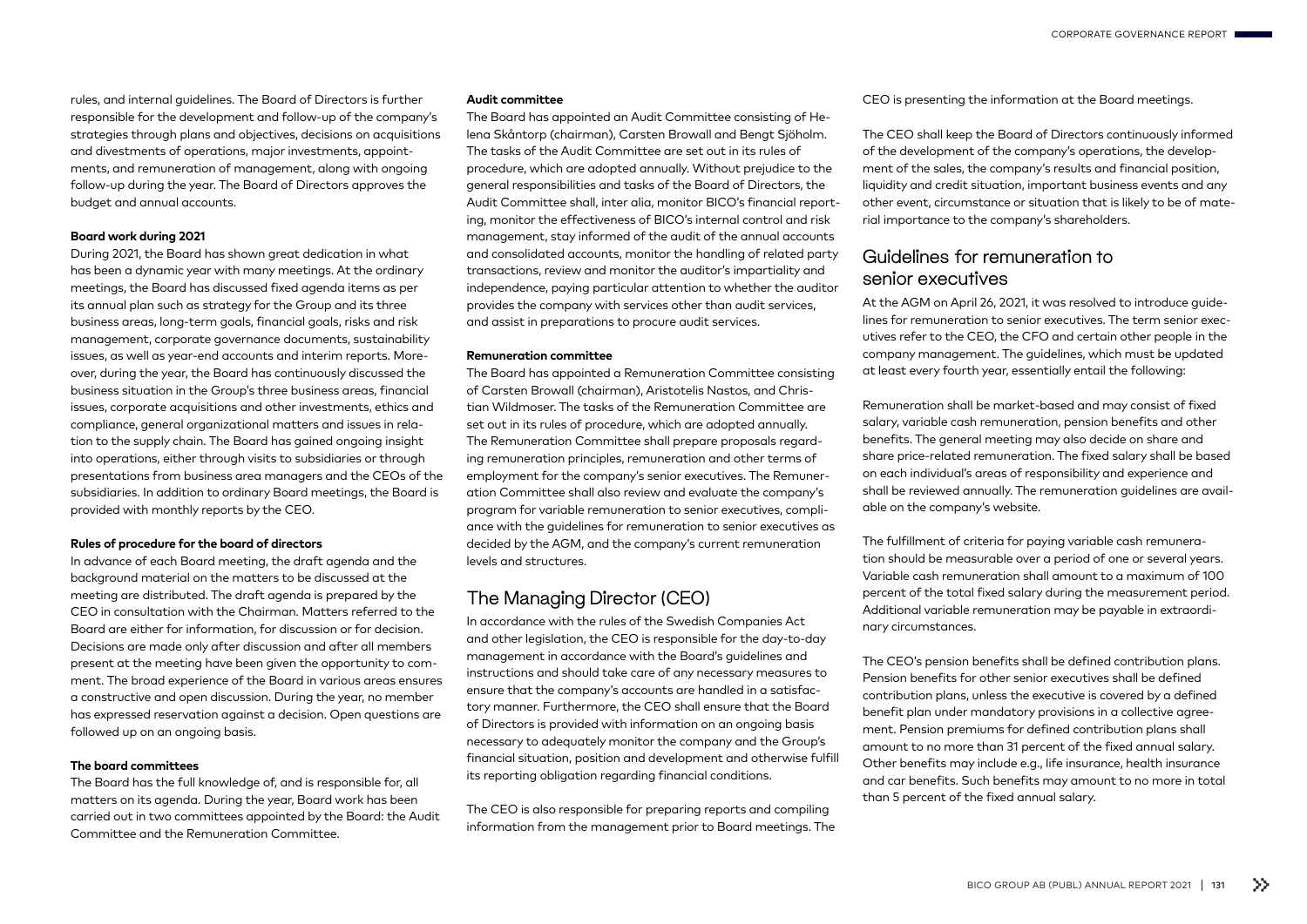rules, and internal guidelines. The Board of Directors is further responsible for the development and follow-up of the company's strategies through plans and objectives, decisions on acquisitions and divestments of operations, major investments, appointments, and remuneration of management, along with ongoing follow-up during the year. The Board of Directors approves the budget and annual accounts.

**Board work during 2021**

During 2021, the Board has shown great dedication in what has been a dynamic year with many meetings. At the ordinary meetings, the Board has discussed fixed agenda items as per its annual plan such as strategy for the Group and its three business areas, long-term goals, financial goals, risks and risk management, corporate governance documents, sustainability issues, as well as year-end accounts and interim reports. Moreover, during the year, the Board has continuously discussed the business situation in the Group's three business areas, financial issues, corporate acquisitions and other investments, ethics and compliance, general organizational matters and issues in relation to the supply chain. The Board has gained ongoing insight into operations, either through visits to subsidiaries or through presentations from business area managers and the CEOs of the subsidiaries. In addition to ordinary Board meetings, the Board is provided with monthly reports by the CEO.

**Rules of procedure for the board of directors**

In advance of each Board meeting, the draft agenda and the background material on the matters to be discussed at the meeting are distributed. The draft agenda is prepared by the CEO in consultation with the Chairman. Matters referred to the Board are either for information, for discussion or for decision. Decisions are made only after discussion and after all members present at the meeting have been given the opportunity to comment. The broad experience of the Board in various areas ensures a constructive and open discussion. During the year, no member has expressed reservation against a decision. Open questions are followed up on an ongoing basis.

**The board committees**

The Board has the full knowledge of, and is responsible for, all matters on its agenda. During the year, Board work has been carried out in two committees appointed by the Board: the Audit Committee and the Remuneration Committee.

**Audit committee**

The Board has appointed an Audit Committee consisting of Helena Skåntorp (chairman), Carsten Browall and Bengt Sjöholm. The tasks of the Audit Committee are set out in its rules of procedure, which are adopted annually. Without prejudice to the general responsibilities and tasks of the Board of Directors, the Audit Committee shall, inter alia, monitor BICO's financial reporting, monitor the effectiveness of BICO's internal control and risk management, stay informed of the audit of the annual accounts and consolidated accounts, monitor the handling of related party transactions, review and monitor the auditor's impartiality and independence, paying particular attention to whether the auditor provides the company with services other than audit services, and assist in preparations to procure audit services.

**Remuneration committee**

The Board has appointed a Remuneration Committee consisting of Carsten Browall (chairman), Aristotelis Nastos, and Christian Wildmoser. The tasks of the Remuneration Committee are set out in its rules of procedure, which are adopted annually. The Remuneration Committee shall prepare proposals regarding remuneration principles, remuneration and other terms of employment for the company's senior executives. The Remuneration Committee shall also review and evaluate the company's program for variable remuneration to senior executives, compliance with the guidelines for remuneration to senior executives as decided by the AGM, and the company's current remuneration levels and structures.

## The Managing Director (CEO)

In accordance with the rules of the Swedish Companies Act and other legislation, the CEO is responsible for the day-to-day management in accordance with the Board's guidelines and instructions and should take care of any necessary measures to ensure that the company's accounts are handled in a satisfactory manner. Furthermore, the CEO shall ensure that the Board of Directors is provided with information on an ongoing basis necessary to adequately monitor the company and the Group's financial situation, position and development and otherwise fulfill its reporting obligation regarding financial conditions.

The CEO is also responsible for preparing reports and compiling information from the management prior to Board meetings. The CEO is presenting the information at the Board meetings.

The CEO shall keep the Board of Directors continuously informed of the development of the company's operations, the development of the sales, the company's results and financial position, liquidity and credit situation, important business events and any other event, circumstance or situation that is likely to be of material importance to the company's shareholders.

## Guidelines for remuneration to senior executives

At the AGM on April 26, 2021, it was resolved to introduce guidelines for remuneration to senior executives. The term senior executives refer to the CEO, the CFO and certain other people in the company management. The guidelines, which must be updated at least every fourth year, essentially entail the following:

Remuneration shall be market-based and may consist of fixed salary, variable cash remuneration, pension benefits and other benefits. The general meeting may also decide on share and share price-related remuneration. The fixed salary shall be based on each individual's areas of responsibility and experience and shall be reviewed annually. The remuneration guidelines are available on the company's website.

The fulfillment of criteria for paying variable cash remuneration should be measurable over a period of one or several years. Variable cash remuneration shall amount to a maximum of 100 percent of the total fixed salary during the measurement period. Additional variable remuneration may be payable in extraordinary circumstances.

The CEO's pension benefits shall be defined contribution plans. Pension benefits for other senior executives shall be defined contribution plans, unless the executive is covered by a defined benefit plan under mandatory provisions in a collective agreement. Pension premiums for defined contribution plans shall amount to no more than 31 percent of the fixed annual salary. Other benefits may include e.g., life insurance, health insurance and car benefits. Such benefits may amount to no more in total than 5 percent of the fixed annual salary.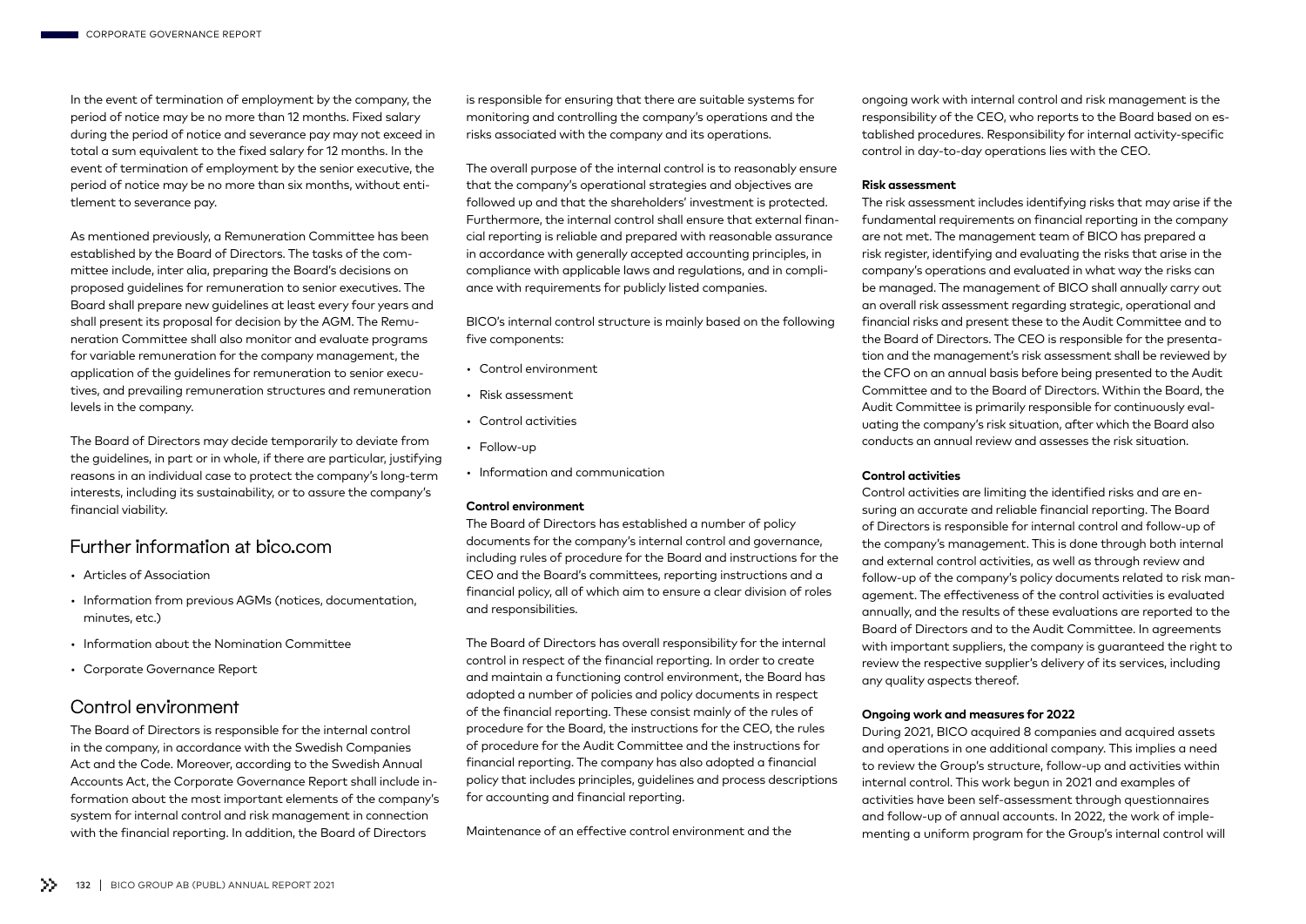In the event of termination of employment by the company, the period of notice may be no more than 12 months. Fixed salary during the period of notice and severance pay may not exceed in total a sum equivalent to the fixed salary for 12 months. In the event of termination of employment by the senior executive, the period of notice may be no more than six months, without entitlement to severance pay.

As mentioned previously, a Remuneration Committee has been established by the Board of Directors. The tasks of the committee include, inter alia, preparing the Board's decisions on proposed guidelines for remuneration to senior executives. The Board shall prepare new guidelines at least every four years and shall present its proposal for decision by the AGM. The Remuneration Committee shall also monitor and evaluate programs for variable remuneration for the company management, the application of the guidelines for remuneration to senior executives, and prevailing remuneration structures and remuneration levels in the company.

The Board of Directors may decide temporarily to deviate from the guidelines, in part or in whole, if there are particular, justifying reasons in an individual case to protect the company's long-term interests, including its sustainability, or to assure the company's financial viability.

## Further information at bico.com

- Articles of Association
- Information from previous AGMs (notices, documentation, minutes, etc.)
- Information about the Nomination Committee
- Corporate Governance Report

## Control environment

The Board of Directors is responsible for the internal control in the company, in accordance with the Swedish Companies Act and the Code. Moreover, according to the Swedish Annual Accounts Act, the Corporate Governance Report shall include information about the most important elements of the company's system for internal control and risk management in connection with the financial reporting. In addition, the Board of Directors is responsible for ensuring that there are suitable systems for monitoring and controlling the company's operations and the risks associated with the company and its operations.

The overall purpose of the internal control is to reasonably ensure that the company's operational strategies and objectives are followed up and that the shareholders' investment is protected. Furthermore, the internal control shall ensure that external financial reporting is reliable and prepared with reasonable assurance in accordance with generally accepted accounting principles, in compliance with applicable laws and regulations, and in compliance with requirements for publicly listed companies.

BICO's internal control structure is mainly based on the following five components:

- Control environment
- Risk assessment
- Control activities
- Follow-up
- Information and communication

**Control environment**

The Board of Directors has established a number of policy documents for the company's internal control and governance, including rules of procedure for the Board and instructions for the CEO and the Board's committees, reporting instructions and a financial policy, all of which aim to ensure a clear division of roles and responsibilities.

The Board of Directors has overall responsibility for the internal control in respect of the financial reporting. In order to create and maintain a functioning control environment, the Board has adopted a number of policies and policy documents in respect of the financial reporting. These consist mainly of the rules of procedure for the Board, the instructions for the CEO, the rules of procedure for the Audit Committee and the instructions for financial reporting. The company has also adopted a financial policy that includes principles, guidelines and process descriptions for accounting and financial reporting.

Maintenance of an effective control environment and the ongoing work with internal control and risk management is the responsibility of the CEO, who reports to the Board based on established procedures. Responsibility for internal activity-specific control in day-to-day operations lies with the CEO.

**Risk assessment**

The risk assessment includes identifying risks that may arise if the fundamental requirements on financial reporting in the company are not met. The management team of BICO has prepared a risk register, identifying and evaluating the risks that arise in the company's operations and evaluated in what way the risks can be managed. The management of BICO shall annually carry out an overall risk assessment regarding strategic, operational and financial risks and present these to the Audit Committee and to the Board of Directors. The CEO is responsible for the presentation and the management's risk assessment shall be reviewed by the CFO on an annual basis before being presented to the Audit Committee and to the Board of Directors. Within the Board, the Audit Committee is primarily responsible for continuously evaluating the company's risk situation, after which the Board also conducts an annual review and assesses the risk situation.

**Control activities**

Control activities are limiting the identified risks and are ensuring an accurate and reliable financial reporting. The Board of Directors is responsible for internal control and follow-up of the company's management. This is done through both internal and external control activities, as well as through review and follow-up of the company's policy documents related to risk management. The effectiveness of the control activities is evaluated annually, and the results of these evaluations are reported to the Board of Directors and to the Audit Committee. In agreements with important suppliers, the company is guaranteed the right to review the respective supplier's delivery of its services, including any quality aspects thereof.

**Ongoing work and measures for 2022**

During 2021, BICO acquired 8 companies and acquired assets and operations in one additional company. This implies a need to review the Group's structure, follow-up and activities within internal control. This work begun in 2021 and examples of activities have been self-assessment through questionnaires and follow-up of annual accounts. In 2022, the work of implementing a uniform program for the Group's internal control will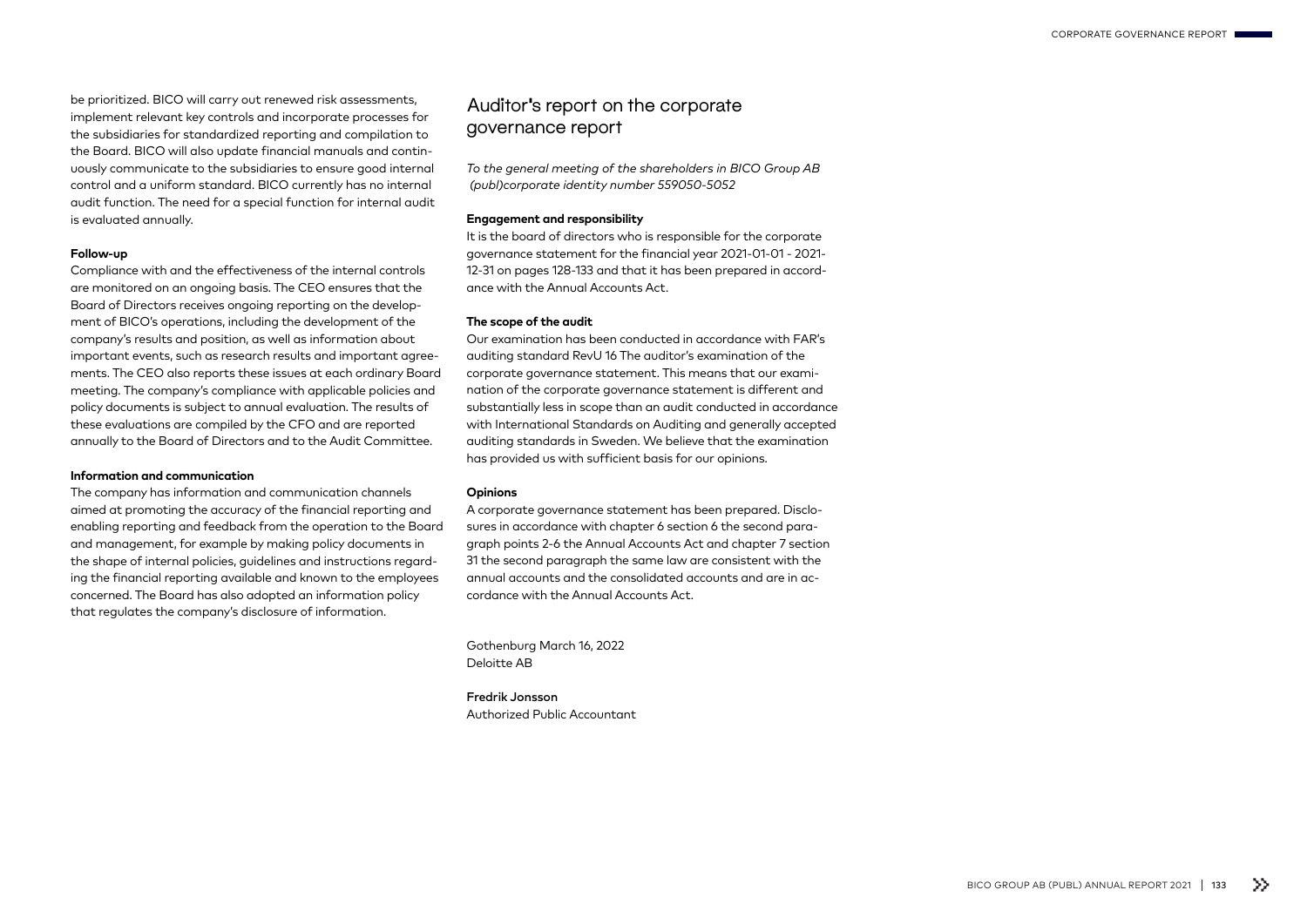be prioritized. BICO will carry out renewed risk assessments, implement relevant key controls and incorporate processes for the subsidiaries for standardized reporting and compilation to the Board. BICO will also update financial manuals and continuously communicate to the subsidiaries to ensure good internal control and a uniform standard. BICO currently has no internal audit function. The need for a special function for internal audit is evaluated annually.

**Follow-up**

Compliance with and the effectiveness of the internal controls are monitored on an ongoing basis. The CEO ensures that the Board of Directors receives ongoing reporting on the development of BICO's operations, including the development of the company's results and position, as well as information about important events, such as research results and important agreements. The CEO also reports these issues at each ordinary Board meeting. The company's compliance with applicable policies and policy documents is subject to annual evaluation. The results of these evaluations are compiled by the CFO and are reported annually to the Board of Directors and to the Audit Committee.

**Information and communication**

The company has information and communication channels aimed at promoting the accuracy of the financial reporting and enabling reporting and feedback from the operation to the Board and management, for example by making policy documents in the shape of internal policies, guidelines and instructions regarding the financial reporting available and known to the employees concerned. The Board has also adopted an information policy that regulates the company's disclosure of information.

## Auditor's report on the corporate governance report

*To the general meeting of the shareholders in BICO Group AB (publ)corporate identity number 559050-5052*

**Engagement and responsibility**

It is the board of directors who is responsible for the corporate governance statement for the financial year 2021-01-01 - 2021-12-31 on pages 128-133 and that it has been prepared in accordance with the Annual Accounts Act.

**The scope of the audit**

Our examination has been conducted in accordance with FAR's auditing standard RevU 16 The auditor's examination of the corporate governance statement. This means that our examination of the corporate governance statement is different and substantially less in scope than an audit conducted in accordance with International Standards on Auditing and generally accepted auditing standards in Sweden. We believe that the examination has provided us with sufficient basis for our opinions.

**Opinions**

A corporate governance statement has been prepared. Disclosures in accordance with chapter 6 section 6 the second paragraph points 2-6 the Annual Accounts Act and chapter 7 section 31 the second paragraph the same law are consistent with the annual accounts and the consolidated accounts and are in accordance with the Annual Accounts Act.

Gothenburg March 16, 2022
Deloitte AB

**Fredrik Jonsson**
Authorized Public Accountant